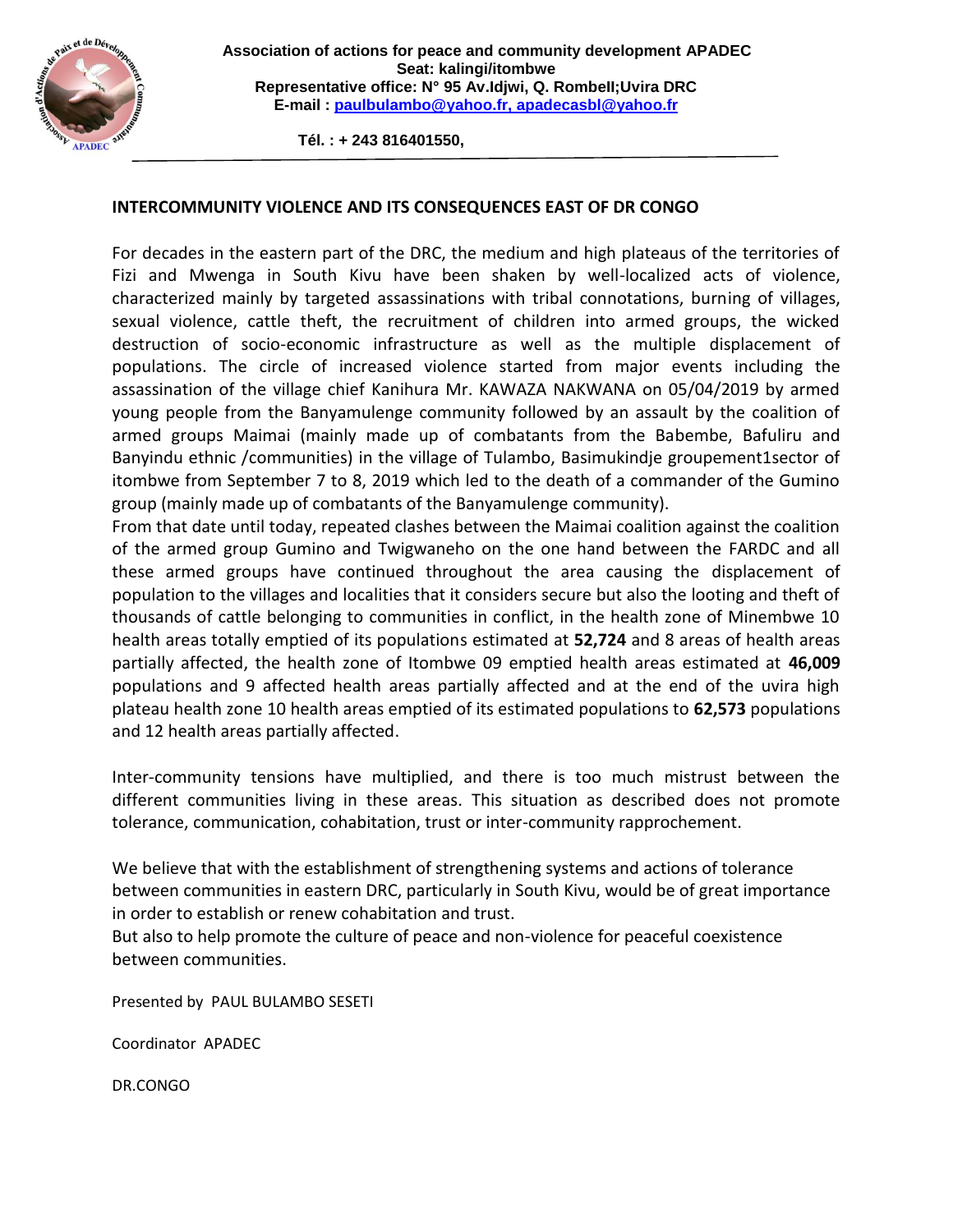**Association of actions for peace and community development APADEC**
**Seat: kalingi/itombwe**
**Representative office: N° 95 Av.Idjwi, Q. Rombell;Uvira DRC**
**E-mail : paulbulambo@yahoo.fr, apadecasbl@yahoo.fr**

**Tél. : + 243 816401550,**

## INTERCOMMUNITY VIOLENCE AND ITS CONSEQUENCES EAST OF DR CONGO

For decades in the eastern part of the DRC, the medium and high plateaus of the territories of Fizi and Mwenga in South Kivu have been shaken by well-localized acts of violence, characterized mainly by targeted assassinations with tribal connotations, burning of villages, sexual violence, cattle theft, the recruitment of children into armed groups, the wicked destruction of socio-economic infrastructure as well as the multiple displacement of populations. The circle of increased violence started from major events including the assassination of the village chief Kanihura Mr. KAWAZA NAKWANA on 05/04/2019 by armed young people from the Banyamulenge community followed by an assault by the coalition of armed groups Maimai (mainly made up of combatants from the Babembe, Bafuliru and Banyindu ethnic /communities) in the village of Tulambo, Basimukindje groupement1sector of itombwe from September 7 to 8, 2019 which led to the death of a commander of the Gumino group (mainly made up of combatants of the Banyamulenge community).

From that date until today, repeated clashes between the Maimai coalition against the coalition of the armed group Gumino and Twigwaneho on the one hand between the FARDC and all these armed groups have continued throughout the area causing the displacement of population to the villages and localities that it considers secure but also the looting and theft of thousands of cattle belonging to communities in conflict, in the health zone of Minembwe 10 health areas totally emptied of its populations estimated at **52,724** and 8 areas of health areas partially affected, the health zone of Itombwe 09 emptied health areas estimated at **46,009** populations and 9 affected health areas partially affected and at the end of the uvira high plateau health zone 10 health areas emptied of its estimated populations to **62,573** populations and 12 health areas partially affected.

Inter-community tensions have multiplied, and there is too much mistrust between the different communities living in these areas. This situation as described does not promote tolerance, communication, cohabitation, trust or inter-community rapprochement.

We believe that with the establishment of strengthening systems and actions of tolerance between communities in eastern DRC, particularly in South Kivu, would be of great importance in order to establish or renew cohabitation and trust.

But also to help promote the culture of peace and non-violence for peaceful coexistence between communities.

Presented by PAUL BULAMBO SESETI

Coordinator APADEC

DR.CONGO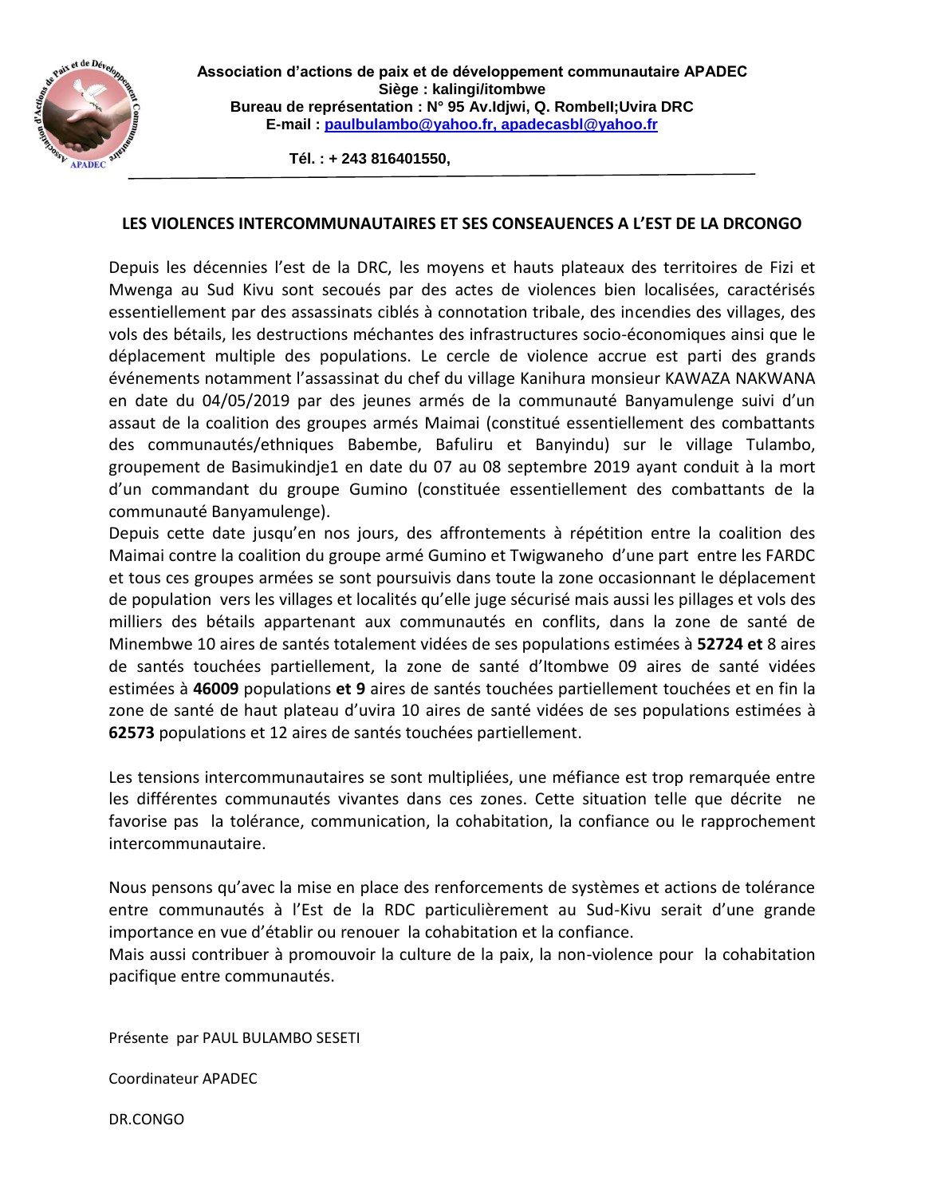**Association d'actions de paix et de développement communautaire APADEC**
**Siège : kalingi/itombwe**
**Bureau de représentation : N° 95 Av.Idjwi, Q. Rombell;Uvira DRC**
**E-mail : paulbulambo@yahoo.fr, apadecasbl@yahoo.fr**

**Tél. : + 243 816401550,**

## LES VIOLENCES INTERCOMMUNAUTAIRES ET SES CONSEAUENCES A L'EST DE LA DRCONGO

Depuis les décennies l'est de la DRC, les moyens et hauts plateaux des territoires de Fizi et Mwenga au Sud Kivu sont secoués par des actes de violences bien localisées, caractérisés essentiellement par des assassinats ciblés à connotation tribale, des incendies des villages, des vols des bétails, les destructions méchantes des infrastructures socio-économiques ainsi que le déplacement multiple des populations. Le cercle de violence accrue est parti des grands événements notamment l'assassinat du chef du village Kanihura monsieur KAWAZA NAKWANA en date du 04/05/2019 par des jeunes armés de la communauté Banyamulenge suivi d'un assaut de la coalition des groupes armés Maimai (constitué essentiellement des combattants des communautés/ethniques Babembe, Bafuliru et Banyindu) sur le village Tulambo, groupement de Basimukindje1 en date du 07 au 08 septembre 2019 ayant conduit à la mort d'un commandant du groupe Gumino (constituée essentiellement des combattants de la communauté Banyamulenge).

Depuis cette date jusqu'en nos jours, des affrontements à répétition entre la coalition des Maimai contre la coalition du groupe armé Gumino et Twigwaneho d'une part entre les FARDC et tous ces groupes armées se sont poursuivis dans toute la zone occasionnant le déplacement de population vers les villages et localités qu'elle juge sécurisé mais aussi les pillages et vols des milliers des bétails appartenant aux communautés en conflits, dans la zone de santé de Minembwe 10 aires de santés totalement vidées de ses populations estimées à **52724 et** 8 aires de santés touchées partiellement, la zone de santé d'Itombwe 09 aires de santé vidées estimées à **46009** populations **et 9** aires de santés touchées partiellement touchées et en fin la zone de santé de haut plateau d'uvira 10 aires de santé vidées de ses populations estimées à **62573** populations et 12 aires de santés touchées partiellement.

Les tensions intercommunautaires se sont multipliées, une méfiance est trop remarquée entre les différentes communautés vivantes dans ces zones. Cette situation telle que décrite ne favorise pas la tolérance, communication, la cohabitation, la confiance ou le rapprochement intercommunautaire.

Nous pensons qu'avec la mise en place des renforcements de systèmes et actions de tolérance entre communautés à l'Est de la RDC particulièrement au Sud-Kivu serait d'une grande importance en vue d'établir ou renouer la cohabitation et la confiance.

Mais aussi contribuer à promouvoir la culture de la paix, la non-violence pour la cohabitation pacifique entre communautés.

Présente par PAUL BULAMBO SESETI

Coordinateur APADEC

DR.CONGO